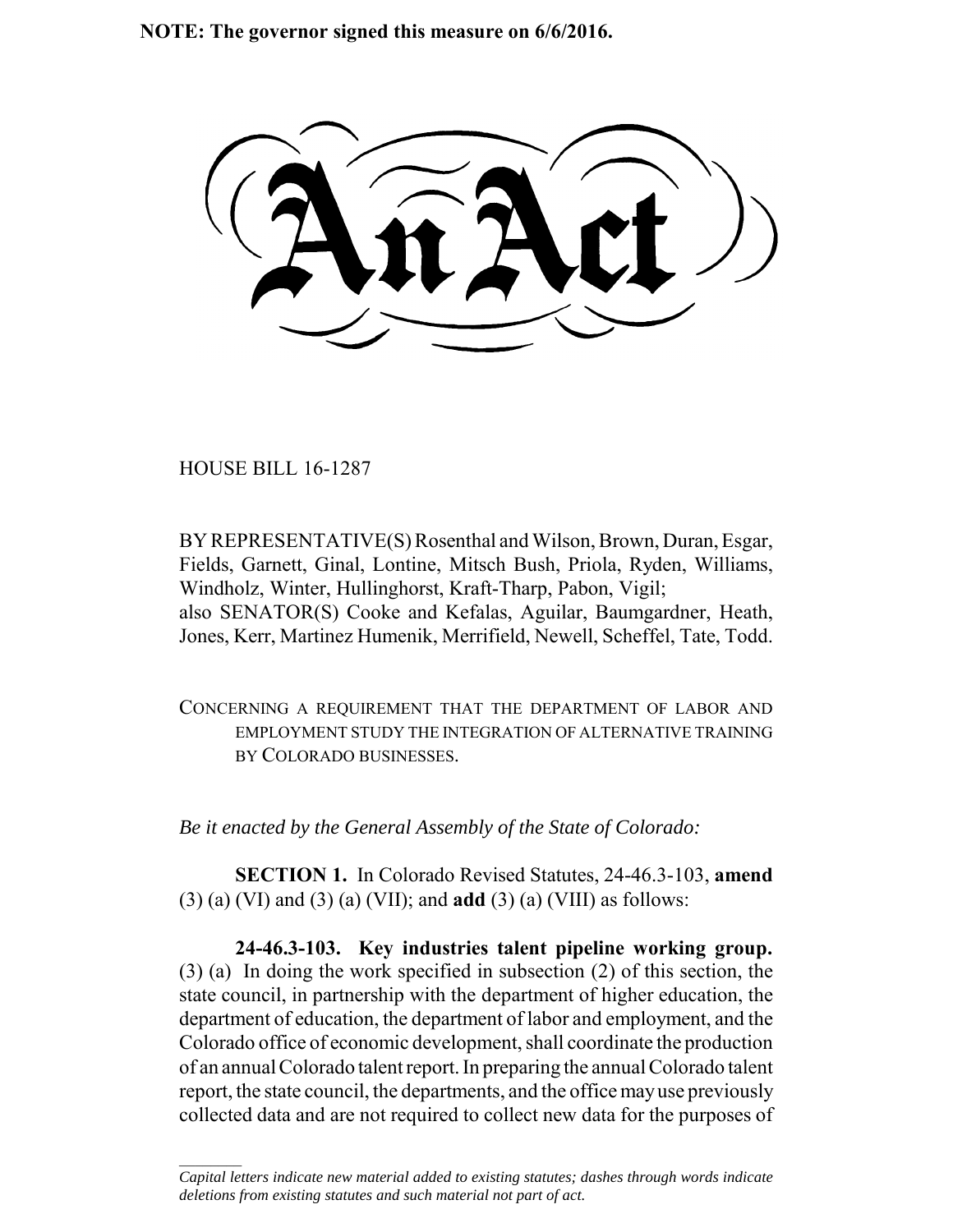**NOTE: The governor signed this measure on 6/6/2016.**

# An Act

HOUSE BILL 16-1287

BY REPRESENTATIVE(S) Rosenthal and Wilson, Brown, Duran, Esgar, Fields, Garnett, Ginal, Lontine, Mitsch Bush, Priola, Ryden, Williams, Windholz, Winter, Hullinghorst, Kraft-Tharp, Pabon, Vigil;
also SENATOR(S) Cooke and Kefalas, Aguilar, Baumgardner, Heath, Jones, Kerr, Martinez Humenik, Merrifield, Newell, Scheffel, Tate, Todd.

CONCERNING A REQUIREMENT THAT THE DEPARTMENT OF LABOR AND EMPLOYMENT STUDY THE INTEGRATION OF ALTERNATIVE TRAINING BY COLORADO BUSINESSES.

*Be it enacted by the General Assembly of the State of Colorado:*

**SECTION 1.** In Colorado Revised Statutes, 24-46.3-103, **amend** (3) (a) (VI) and (3) (a) (VII); and **add** (3) (a) (VIII) as follows:

**24-46.3-103. Key industries talent pipeline working group.** (3) (a) In doing the work specified in subsection (2) of this section, the state council, in partnership with the department of higher education, the department of education, the department of labor and employment, and the Colorado office of economic development, shall coordinate the production of an annual Colorado talent report. In preparing the annual Colorado talent report, the state council, the departments, and the office may use previously collected data and are not required to collect new data for the purposes of

*Capital letters indicate new material added to existing statutes; dashes through words indicate deletions from existing statutes and such material not part of act.*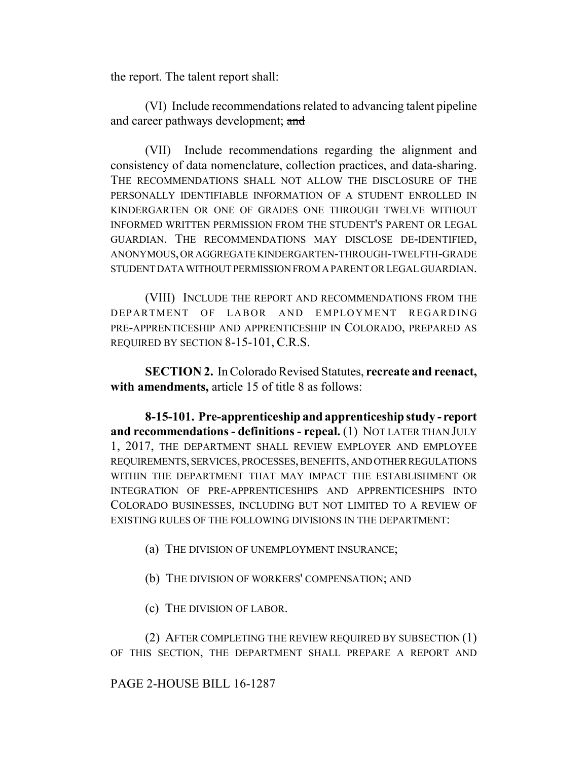the report. The talent report shall:

(VI) Include recommendations related to advancing talent pipeline and career pathways development; ~~and~~

(VII) Include recommendations regarding the alignment and consistency of data nomenclature, collection practices, and data-sharing. THE RECOMMENDATIONS SHALL NOT ALLOW THE DISCLOSURE OF THE PERSONALLY IDENTIFIABLE INFORMATION OF A STUDENT ENROLLED IN KINDERGARTEN OR ONE OF GRADES ONE THROUGH TWELVE WITHOUT INFORMED WRITTEN PERMISSION FROM THE STUDENT'S PARENT OR LEGAL GUARDIAN. THE RECOMMENDATIONS MAY DISCLOSE DE-IDENTIFIED, ANONYMOUS, OR AGGREGATE KINDERGARTEN-THROUGH-TWELFTH-GRADE STUDENT DATA WITHOUT PERMISSION FROM A PARENT OR LEGAL GUARDIAN.

(VIII) INCLUDE THE REPORT AND RECOMMENDATIONS FROM THE DEPARTMENT OF LABOR AND EMPLOYMENT REGARDING PRE-APPRENTICESHIP AND APPRENTICESHIP IN COLORADO, PREPARED AS REQUIRED BY SECTION 8-15-101, C.R.S.

**SECTION 2.** In Colorado Revised Statutes, **recreate and reenact, with amendments,** article 15 of title 8 as follows:

**8-15-101. Pre-apprenticeship and apprenticeship study - report and recommendations - definitions - repeal.** (1) NOT LATER THAN JULY 1, 2017, THE DEPARTMENT SHALL REVIEW EMPLOYER AND EMPLOYEE REQUIREMENTS, SERVICES, PROCESSES, BENEFITS, AND OTHER REGULATIONS WITHIN THE DEPARTMENT THAT MAY IMPACT THE ESTABLISHMENT OR INTEGRATION OF PRE-APPRENTICESHIPS AND APPRENTICESHIPS INTO COLORADO BUSINESSES, INCLUDING BUT NOT LIMITED TO A REVIEW OF EXISTING RULES OF THE FOLLOWING DIVISIONS IN THE DEPARTMENT:

(a) THE DIVISION OF UNEMPLOYMENT INSURANCE;

(b) THE DIVISION OF WORKERS' COMPENSATION; AND

(c) THE DIVISION OF LABOR.

(2) AFTER COMPLETING THE REVIEW REQUIRED BY SUBSECTION (1) OF THIS SECTION, THE DEPARTMENT SHALL PREPARE A REPORT AND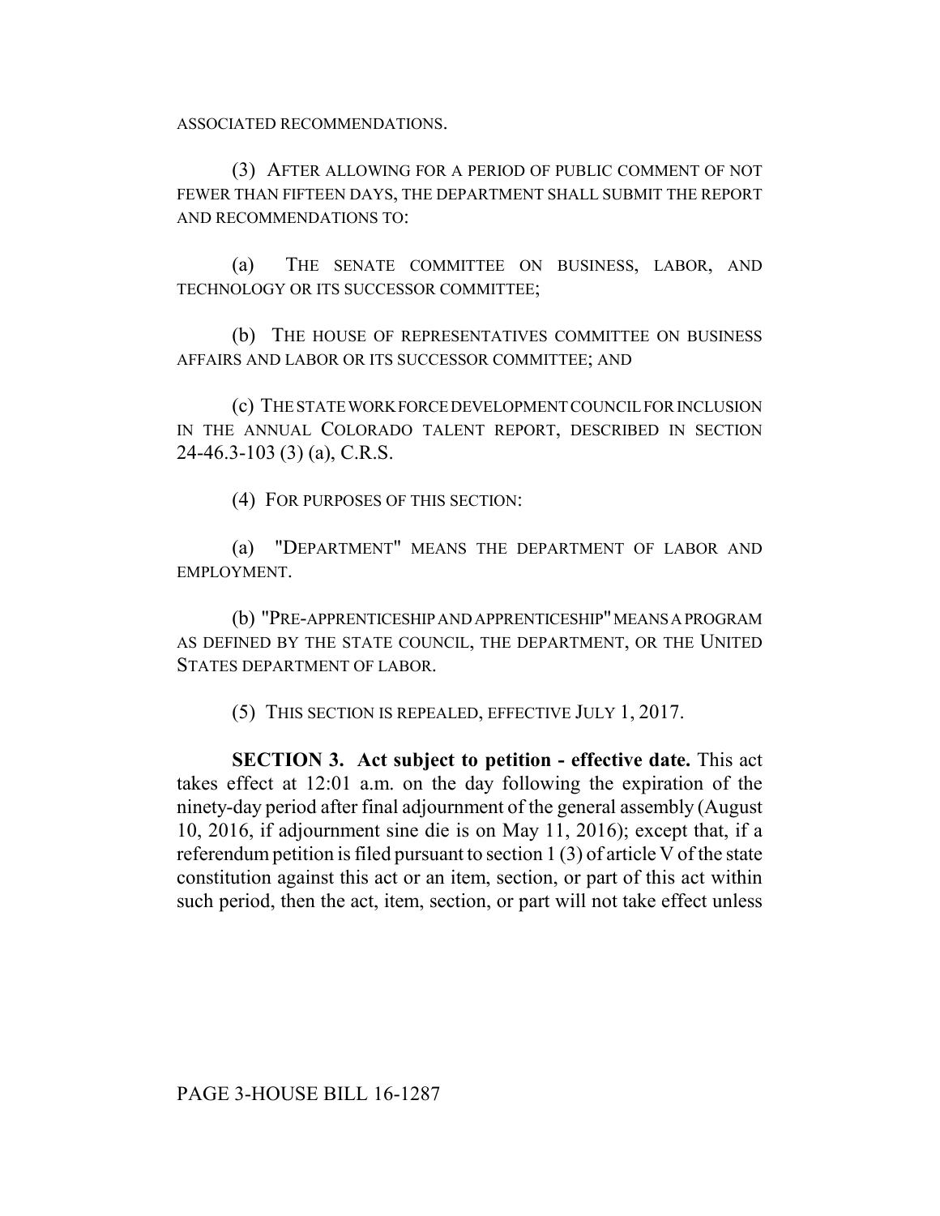ASSOCIATED RECOMMENDATIONS.

(3) AFTER ALLOWING FOR A PERIOD OF PUBLIC COMMENT OF NOT FEWER THAN FIFTEEN DAYS, THE DEPARTMENT SHALL SUBMIT THE REPORT AND RECOMMENDATIONS TO:

(a) THE SENATE COMMITTEE ON BUSINESS, LABOR, AND TECHNOLOGY OR ITS SUCCESSOR COMMITTEE;

(b) THE HOUSE OF REPRESENTATIVES COMMITTEE ON BUSINESS AFFAIRS AND LABOR OR ITS SUCCESSOR COMMITTEE; AND

(c) THE STATE WORK FORCE DEVELOPMENT COUNCIL FOR INCLUSION IN THE ANNUAL COLORADO TALENT REPORT, DESCRIBED IN SECTION 24-46.3-103 (3) (a), C.R.S.

(4) FOR PURPOSES OF THIS SECTION:

(a) "DEPARTMENT" MEANS THE DEPARTMENT OF LABOR AND EMPLOYMENT.

(b) "PRE-APPRENTICESHIP AND APPRENTICESHIP" MEANS A PROGRAM AS DEFINED BY THE STATE COUNCIL, THE DEPARTMENT, OR THE UNITED STATES DEPARTMENT OF LABOR.

(5) THIS SECTION IS REPEALED, EFFECTIVE JULY 1, 2017.

**SECTION 3. Act subject to petition - effective date.** This act takes effect at 12:01 a.m. on the day following the expiration of the ninety-day period after final adjournment of the general assembly (August 10, 2016, if adjournment sine die is on May 11, 2016); except that, if a referendum petition is filed pursuant to section 1 (3) of article V of the state constitution against this act or an item, section, or part of this act within such period, then the act, item, section, or part will not take effect unless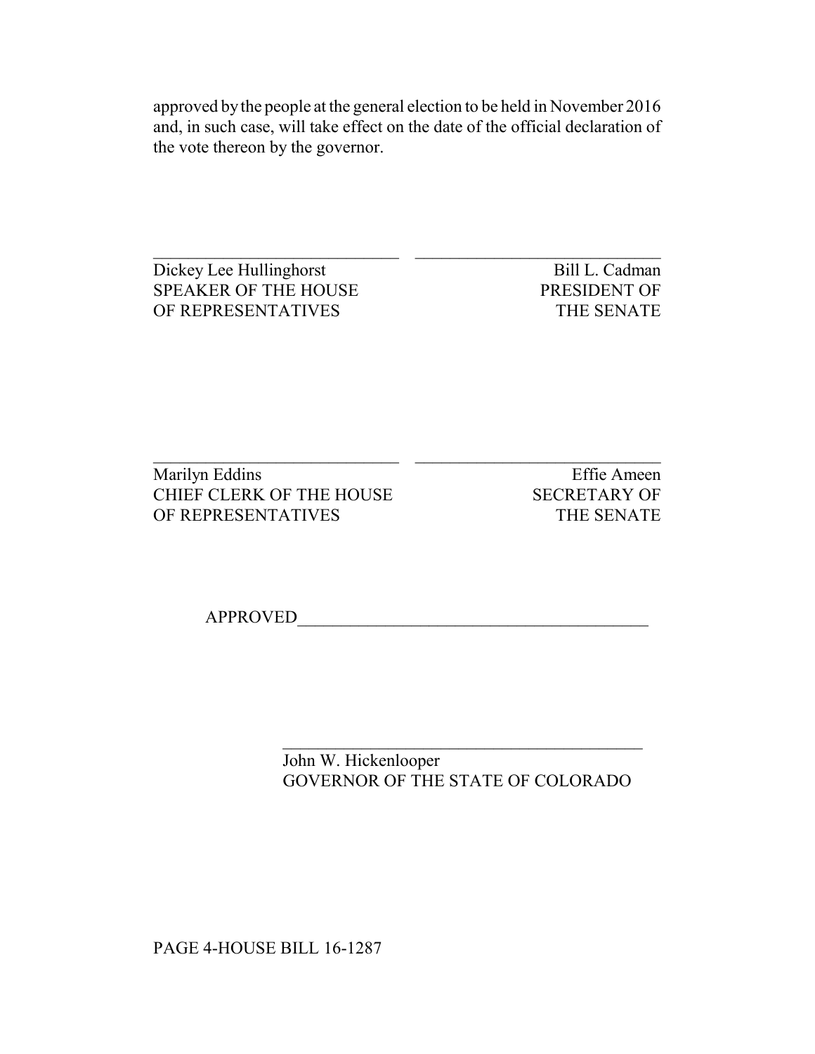approved by the people at the general election to be held in November 2016 and, in such case, will take effect on the date of the official declaration of the vote thereon by the governor.

\_\_\_\_\_\_\_\_\_\_\_\_\_\_\_\_\_\_\_\_\_\_\_\_\_\_\_\_
Dickey Lee Hullinghorst
SPEAKER OF THE HOUSE
OF REPRESENTATIVES

\_\_\_\_\_\_\_\_\_\_\_\_\_\_\_\_\_\_\_\_\_\_\_\_\_\_\_\_
Bill L. Cadman
PRESIDENT OF
THE SENATE

\_\_\_\_\_\_\_\_\_\_\_\_\_\_\_\_\_\_\_\_\_\_\_\_\_\_\_\_
Marilyn Eddins
CHIEF CLERK OF THE HOUSE
OF REPRESENTATIVES

\_\_\_\_\_\_\_\_\_\_\_\_\_\_\_\_\_\_\_\_\_\_\_\_\_\_\_\_
Effie Ameen
SECRETARY OF
THE SENATE

APPROVED\_\_\_\_\_\_\_\_\_\_\_\_\_\_\_\_\_\_\_\_\_\_\_\_\_\_\_\_\_\_\_\_\_\_\_\_\_\_\_\_

\_\_\_\_\_\_\_\_\_\_\_\_\_\_\_\_\_\_\_\_\_\_\_\_\_\_\_\_\_\_\_\_\_\_\_\_\_\_\_\_
John W. Hickenlooper
GOVERNOR OF THE STATE OF COLORADO

PAGE 4-HOUSE BILL 16-1287